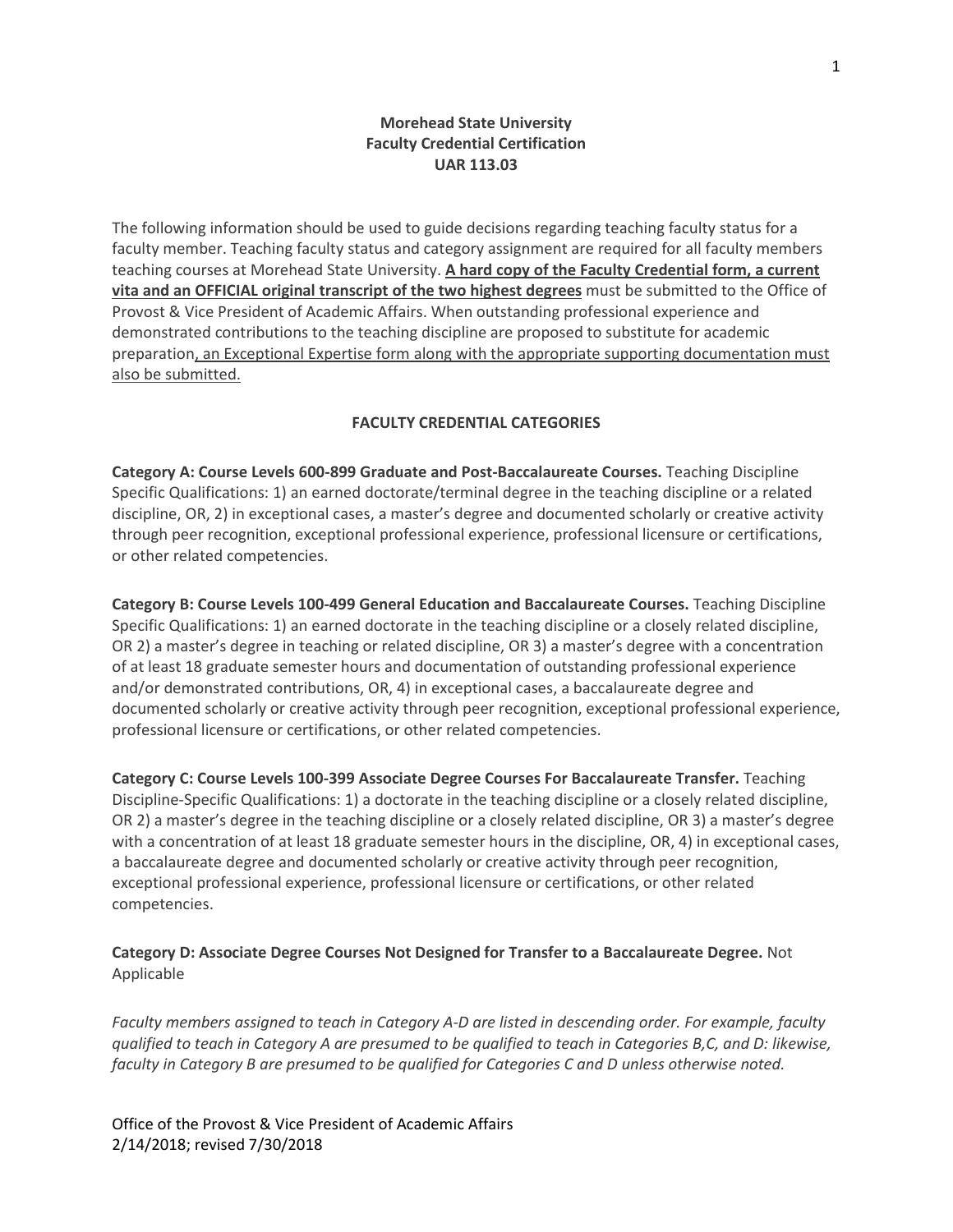**Morehead State University**
**Faculty Credential Certification**
**UAR 113.03**

The following information should be used to guide decisions regarding teaching faculty status for a faculty member. Teaching faculty status and category assignment are required for all faculty members teaching courses at Morehead State University. **A hard copy of the Faculty Credential form, a current vita and an OFFICIAL original transcript of the two highest degrees** must be submitted to the Office of Provost & Vice President of Academic Affairs. When outstanding professional experience and demonstrated contributions to the teaching discipline are proposed to substitute for academic preparation, an Exceptional Expertise form along with the appropriate supporting documentation must also be submitted.

## FACULTY CREDENTIAL CATEGORIES

**Category A: Course Levels 600-899 Graduate and Post-Baccalaureate Courses.** Teaching Discipline Specific Qualifications: 1) an earned doctorate/terminal degree in the teaching discipline or a related discipline, OR, 2) in exceptional cases, a master's degree and documented scholarly or creative activity through peer recognition, exceptional professional experience, professional licensure or certifications, or other related competencies.

**Category B: Course Levels 100-499 General Education and Baccalaureate Courses.** Teaching Discipline Specific Qualifications: 1) an earned doctorate in the teaching discipline or a closely related discipline, OR 2) a master's degree in teaching or related discipline, OR 3) a master's degree with a concentration of at least 18 graduate semester hours and documentation of outstanding professional experience and/or demonstrated contributions, OR, 4) in exceptional cases, a baccalaureate degree and documented scholarly or creative activity through peer recognition, exceptional professional experience, professional licensure or certifications, or other related competencies.

**Category C: Course Levels 100-399 Associate Degree Courses For Baccalaureate Transfer.** Teaching Discipline-Specific Qualifications: 1) a doctorate in the teaching discipline or a closely related discipline, OR 2) a master's degree in the teaching discipline or a closely related discipline, OR 3) a master's degree with a concentration of at least 18 graduate semester hours in the discipline, OR, 4) in exceptional cases, a baccalaureate degree and documented scholarly or creative activity through peer recognition, exceptional professional experience, professional licensure or certifications, or other related competencies.

**Category D: Associate Degree Courses Not Designed for Transfer to a Baccalaureate Degree.** Not Applicable

*Faculty members assigned to teach in Category A-D are listed in descending order. For example, faculty qualified to teach in Category A are presumed to be qualified to teach in Categories B,C, and D: likewise, faculty in Category B are presumed to be qualified for Categories C and D unless otherwise noted.*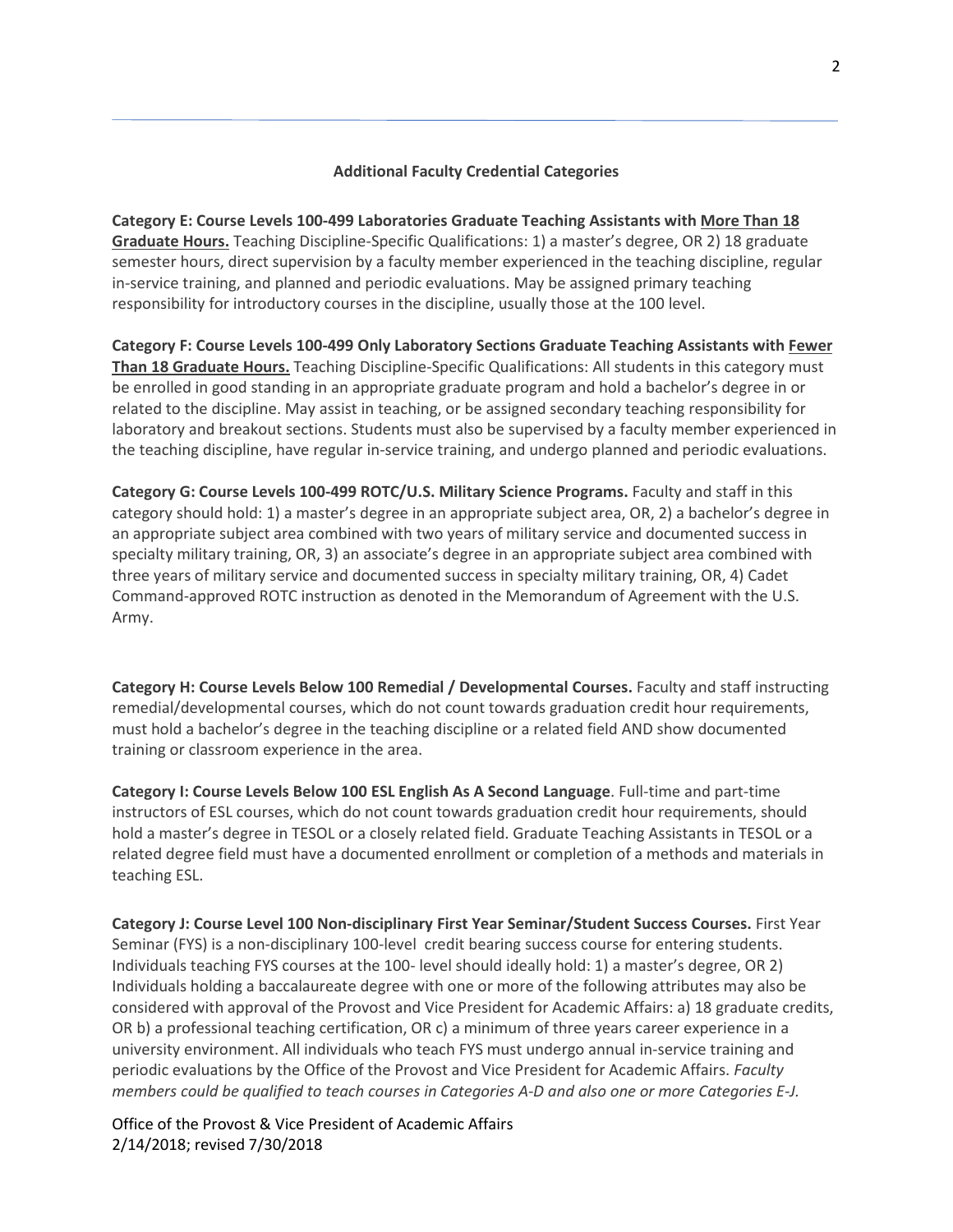**Additional Faculty Credential Categories**

**Category E: Course Levels 100-499 Laboratories Graduate Teaching Assistants with More Than 18 Graduate Hours.** Teaching Discipline-Specific Qualifications: 1) a master's degree, OR 2) 18 graduate semester hours, direct supervision by a faculty member experienced in the teaching discipline, regular in-service training, and planned and periodic evaluations. May be assigned primary teaching responsibility for introductory courses in the discipline, usually those at the 100 level.

**Category F: Course Levels 100-499 Only Laboratory Sections Graduate Teaching Assistants with Fewer Than 18 Graduate Hours.** Teaching Discipline-Specific Qualifications: All students in this category must be enrolled in good standing in an appropriate graduate program and hold a bachelor's degree in or related to the discipline. May assist in teaching, or be assigned secondary teaching responsibility for laboratory and breakout sections. Students must also be supervised by a faculty member experienced in the teaching discipline, have regular in-service training, and undergo planned and periodic evaluations.

**Category G: Course Levels 100-499 ROTC/U.S. Military Science Programs.** Faculty and staff in this category should hold: 1) a master's degree in an appropriate subject area, OR, 2) a bachelor's degree in an appropriate subject area combined with two years of military service and documented success in specialty military training, OR, 3) an associate's degree in an appropriate subject area combined with three years of military service and documented success in specialty military training, OR, 4) Cadet Command-approved ROTC instruction as denoted in the Memorandum of Agreement with the U.S. Army.

**Category H: Course Levels Below 100 Remedial / Developmental Courses.** Faculty and staff instructing remedial/developmental courses, which do not count towards graduation credit hour requirements, must hold a bachelor's degree in the teaching discipline or a related field AND show documented training or classroom experience in the area.

**Category I: Course Levels Below 100 ESL English As A Second Language**. Full-time and part-time instructors of ESL courses, which do not count towards graduation credit hour requirements, should hold a master's degree in TESOL or a closely related field. Graduate Teaching Assistants in TESOL or a related degree field must have a documented enrollment or completion of a methods and materials in teaching ESL.

**Category J: Course Level 100 Non-disciplinary First Year Seminar/Student Success Courses.** First Year Seminar (FYS) is a non-disciplinary 100-level credit bearing success course for entering students. Individuals teaching FYS courses at the 100- level should ideally hold: 1) a master's degree, OR 2) Individuals holding a baccalaureate degree with one or more of the following attributes may also be considered with approval of the Provost and Vice President for Academic Affairs: a) 18 graduate credits, OR b) a professional teaching certification, OR c) a minimum of three years career experience in a university environment. All individuals who teach FYS must undergo annual in-service training and periodic evaluations by the Office of the Provost and Vice President for Academic Affairs. *Faculty members could be qualified to teach courses in Categories A-D and also one or more Categories E-J.*

Office of the Provost & Vice President of Academic Affairs
2/14/2018; revised 7/30/2018